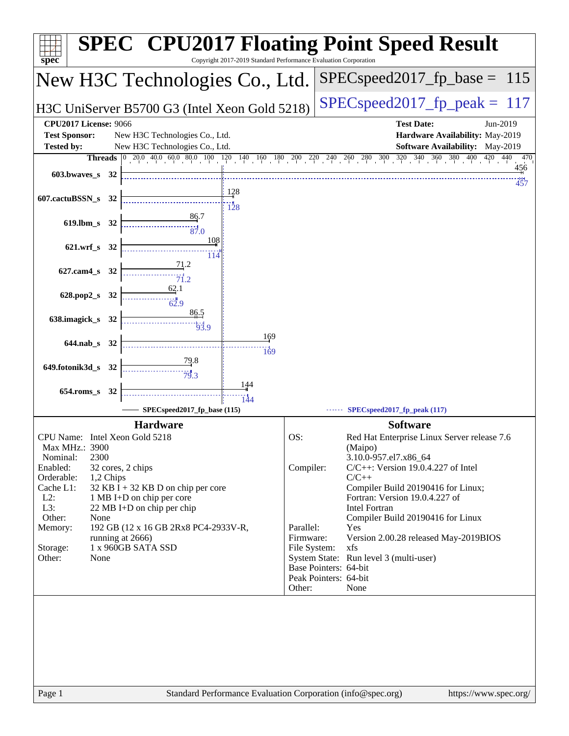# SPEC CPU2017 Floating Point Speed Result

Copyright 2017-2019 Standard Performance Evaluation Corporation

## New H3C Technologies Co., Ltd.

H3C UniServer B5700 G3 (Intel Xeon Gold 5218)

SPECspeed2017_fp_base = 115

SPECspeed2017_fp_peak = 117

| | | | |
|---|---|---|---|
| **CPU2017 License:** | 9066 | **Test Date:** | Jun-2019 |
| **Test Sponsor:** | New H3C Technologies Co., Ltd. | **Hardware Availability:** | May-2019 |
| **Tested by:** | New H3C Technologies Co., Ltd. | **Software Availability:** | May-2019 |

| Benchmark | Threads | Base | Peak |
|---|---|---|---|
| 603.bwaves_s | 32 | 456 | 457 |
| 607.cactuBSSN_s | 32 | 128 | 128 |
| 619.lbm_s | 32 | 86.7 | 87.0 |
| 621.wrf_s | 32 | 108 | 114 |
| 627.cam4_s | 32 | 71.2 | 71.2 |
| 628.pop2_s | 32 | 62.1 | 62.9 |
| 638.imagick_s | 32 | 86.5 | 93.9 |
| 644.nab_s | 32 | 169 | 169 |
| 649.fotonik3d_s | 32 | 79.8 | 79.3 |
| 654.roms_s | 32 | 144 | 144 |

SPECspeed2017_fp_base (115) — SPECspeed2017_fp_peak (117)

### Hardware

| | |
|---|---|
| CPU Name: | Intel Xeon Gold 5218 |
| Max MHz.: | 3900 |
| Nominal: | 2300 |
| Enabled: | 32 cores, 2 chips |
| Orderable: | 1,2 Chips |
| Cache L1: | 32 KB I + 32 KB D on chip per core |
| L2: | 1 MB I+D on chip per core |
| L3: | 22 MB I+D on chip per chip |
| Other: | None |
| Memory: | 192 GB (12 x 16 GB 2Rx8 PC4-2933V-R, running at 2666) |
| Storage: | 1 x 960GB SATA SSD |
| Other: | None |

### Software

| | |
|---|---|
| OS: | Red Hat Enterprise Linux Server release 7.6 (Maipo) 3.10.0-957.el7.x86_64 |
| Compiler: | C/C++: Version 19.0.4.227 of Intel C/C++ Compiler Build 20190416 for Linux; Fortran: Version 19.0.4.227 of Intel Fortran Compiler Build 20190416 for Linux |
| Parallel: | Yes |
| Firmware: | Version 2.00.28 released May-2019BIOS |
| File System: | xfs |
| System State: | Run level 3 (multi-user) |
| Base Pointers: | 64-bit |
| Peak Pointers: | 64-bit |
| Other: | None |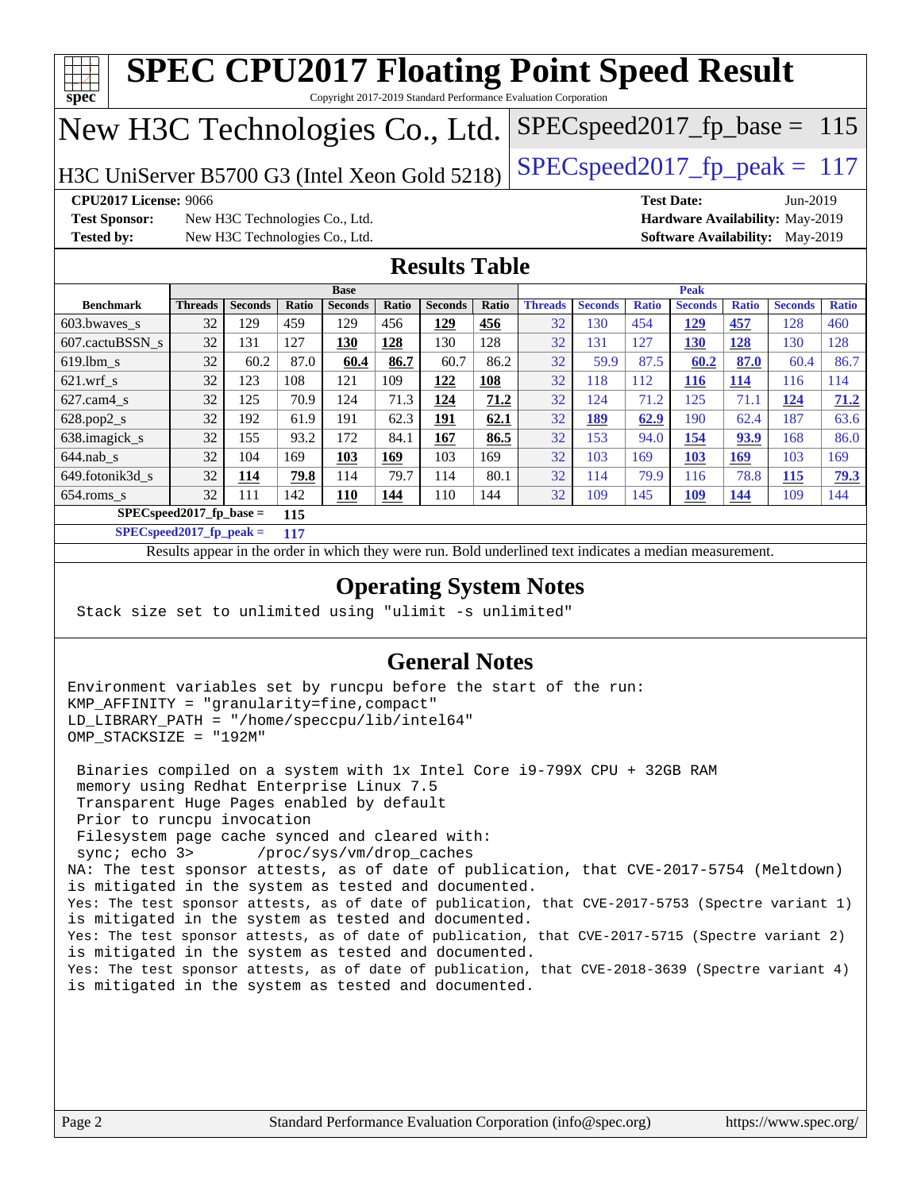# SPEC CPU2017 Floating Point Speed Result

Copyright 2017-2019 Standard Performance Evaluation Corporation

## New H3C Technologies Co., Ltd.

H3C UniServer B5700 G3 (Intel Xeon Gold 5218)

SPECspeed2017_fp_base = 115

SPECspeed2017_fp_peak = 117

**CPU2017 License:** 9066
**Test Sponsor:** New H3C Technologies Co., Ltd.
**Tested by:** New H3C Technologies Co., Ltd.

**Test Date:** Jun-2019
**Hardware Availability:** May-2019
**Software Availability:** May-2019

## Results Table

| Benchmark | Base | | | | | | | Peak | | | | | | |
|---|---|---|---|---|---|---|---|---|---|---|---|---|---|---|
| | Threads | Seconds | Ratio | Seconds | Ratio | Seconds | Ratio | Threads | Seconds | Ratio | Seconds | Ratio | Seconds | Ratio |
| 603.bwaves_s | 32 | 129 | 459 | 129 | 456 | **129** | **456** | 32 | 130 | 454 | **129** | **457** | 128 | 460 |
| 607.cactuBSSN_s | 32 | 131 | 127 | **130** | **128** | 130 | 128 | 32 | 131 | 127 | **130** | **128** | 130 | 128 |
| 619.lbm_s | 32 | 60.2 | 87.0 | **60.4** | **86.7** | 60.7 | 86.2 | 32 | 59.9 | 87.5 | **60.2** | **87.0** | 60.4 | 86.7 |
| 621.wrf_s | 32 | 123 | 108 | 121 | 109 | **122** | **108** | 32 | 118 | 112 | **116** | **114** | 116 | 114 |
| 627.cam4_s | 32 | 125 | 70.9 | 124 | 71.3 | **124** | **71.2** | 32 | 124 | 71.2 | 125 | 71.1 | **124** | **71.2** |
| 628.pop2_s | 32 | 192 | 61.9 | 191 | 62.3 | **191** | **62.1** | 32 | **189** | **62.9** | 190 | 62.4 | 187 | 63.6 |
| 638.imagick_s | 32 | 155 | 93.2 | 172 | 84.1 | **167** | **86.5** | 32 | 153 | 94.0 | **154** | **93.9** | 168 | 86.0 |
| 644.nab_s | 32 | 104 | 169 | **103** | **169** | 103 | 169 | 32 | 103 | 169 | **103** | **169** | 103 | 169 |
| 649.fotonik3d_s | 32 | **114** | **79.8** | 114 | 79.7 | 114 | 80.1 | 32 | 114 | 79.9 | 116 | 78.8 | **115** | **79.3** |
| 654.roms_s | 32 | 111 | 142 | **110** | **144** | 110 | 144 | 32 | 109 | 145 | **109** | **144** | 109 | 144 |

**SPECspeed2017_fp_base =** **115**

**SPECspeed2017_fp_peak =** **117**

Results appear in the order in which they were run. Bold underlined text indicates a median measurement.

## Operating System Notes

```
Stack size set to unlimited using "ulimit -s unlimited"
```

## General Notes

```
Environment variables set by runcpu before the start of the run:
KMP_AFFINITY = "granularity=fine,compact"
LD_LIBRARY_PATH = "/home/speccpu/lib/intel64"
OMP_STACKSIZE = "192M"

 Binaries compiled on a system with 1x Intel Core i9-799X CPU + 32GB RAM
 memory using Redhat Enterprise Linux 7.5
 Transparent Huge Pages enabled by default
 Prior to runcpu invocation
 Filesystem page cache synced and cleared with:
 sync; echo 3>       /proc/sys/vm/drop_caches
NA: The test sponsor attests, as of date of publication, that CVE-2017-5754 (Meltdown)
is mitigated in the system as tested and documented.
Yes: The test sponsor attests, as of date of publication, that CVE-2017-5753 (Spectre variant 1)
is mitigated in the system as tested and documented.
Yes: The test sponsor attests, as of date of publication, that CVE-2017-5715 (Spectre variant 2)
is mitigated in the system as tested and documented.
Yes: The test sponsor attests, as of date of publication, that CVE-2018-3639 (Spectre variant 4)
is mitigated in the system as tested and documented.
```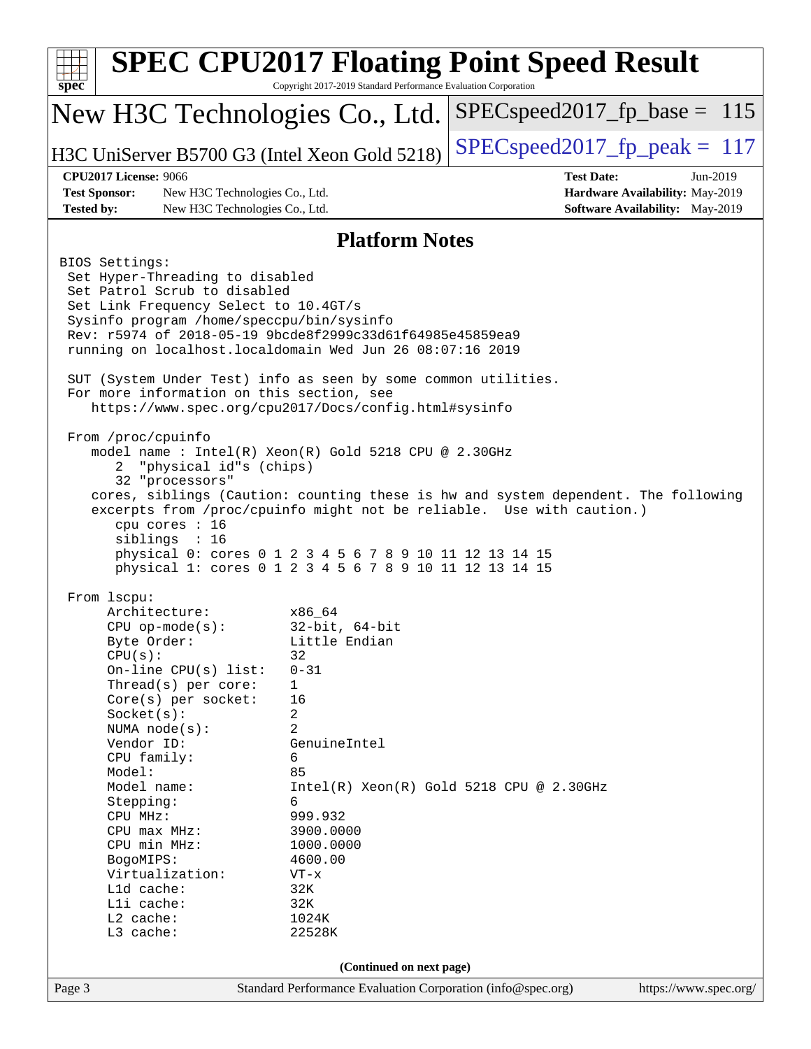# SPEC CPU2017 Floating Point Speed Result

Copyright 2017-2019 Standard Performance Evaluation Corporation

## New H3C Technologies Co., Ltd.

H3C UniServer B5700 G3 (Intel Xeon Gold 5218)

SPECspeed2017_fp_base = 115

SPECspeed2017_fp_peak = 117

**CPU2017 License:** 9066
**Test Sponsor:** New H3C Technologies Co., Ltd.
**Tested by:** New H3C Technologies Co., Ltd.

**Test Date:** Jun-2019
**Hardware Availability:** May-2019
**Software Availability:** May-2019

## Platform Notes

```
BIOS Settings:
 Set Hyper-Threading to disabled
 Set Patrol Scrub to disabled
 Set Link Frequency Select to 10.4GT/s
 Sysinfo program /home/speccpu/bin/sysinfo
 Rev: r5974 of 2018-05-19 9bcde8f2999c33d61f64985e45859ea9
 running on localhost.localdomain Wed Jun 26 08:07:16 2019

 SUT (System Under Test) info as seen by some common utilities.
 For more information on this section, see
    https://www.spec.org/cpu2017/Docs/config.html#sysinfo

 From /proc/cpuinfo
    model name : Intel(R) Xeon(R) Gold 5218 CPU @ 2.30GHz
       2  "physical id"s (chips)
       32 "processors"
    cores, siblings (Caution: counting these is hw and system dependent. The following
    excerpts from /proc/cpuinfo might not be reliable.  Use with caution.)
       cpu cores : 16
       siblings  : 16
       physical 0: cores 0 1 2 3 4 5 6 7 8 9 10 11 12 13 14 15
       physical 1: cores 0 1 2 3 4 5 6 7 8 9 10 11 12 13 14 15

 From lscpu:
      Architecture:          x86_64
      CPU op-mode(s):        32-bit, 64-bit
      Byte Order:            Little Endian
      CPU(s):                32
      On-line CPU(s) list:   0-31
      Thread(s) per core:    1
      Core(s) per socket:    16
      Socket(s):             2
      NUMA node(s):          2
      Vendor ID:             GenuineIntel
      CPU family:            6
      Model:                 85
      Model name:            Intel(R) Xeon(R) Gold 5218 CPU @ 2.30GHz
      Stepping:              6
      CPU MHz:               999.932
      CPU max MHz:           3900.0000
      CPU min MHz:           1000.0000
      BogoMIPS:              4600.00
      Virtualization:        VT-x
      L1d cache:             32K
      L1i cache:             32K
      L2 cache:              1024K
      L3 cache:              22528K
```

(Continued on next page)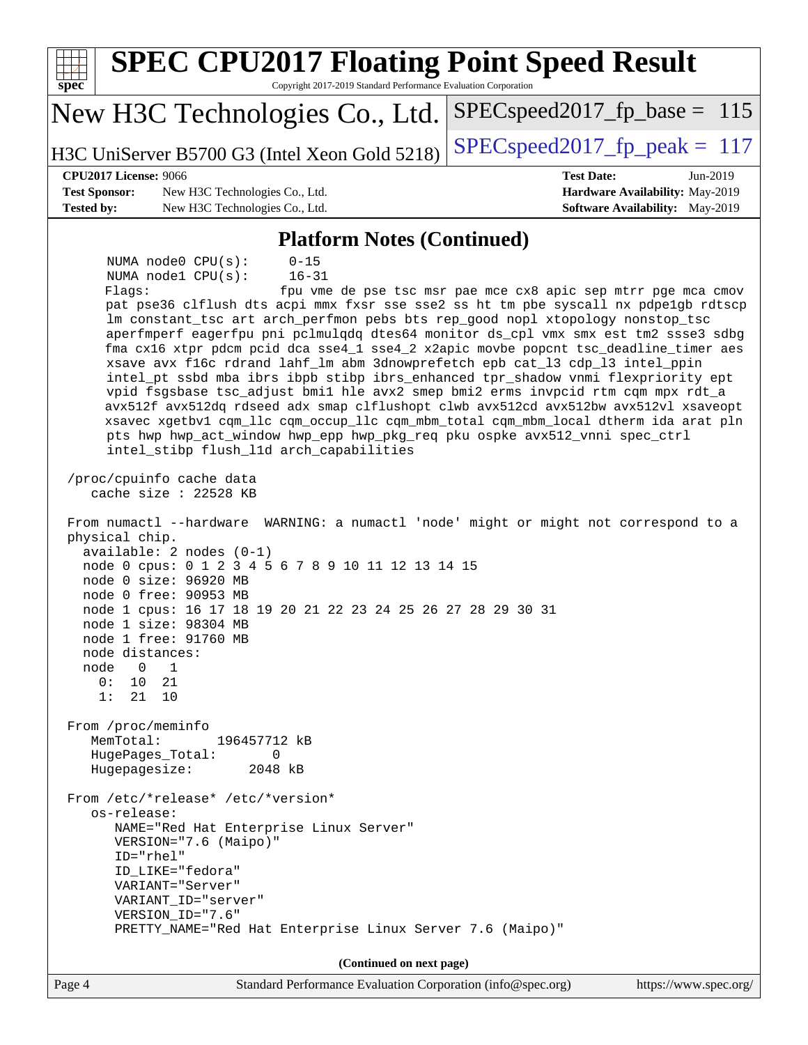## Platform Notes (Continued)

```
      NUMA node0 CPU(s):     0-15
      NUMA node1 CPU(s):     16-31
      Flags:                 fpu vme de pse tsc msr pae mce cx8 apic sep mtrr pge mca cmov
      pat pse36 clflush dts acpi mmx fxsr sse sse2 ss ht tm pbe syscall nx pdpe1gb rdtscp
      lm constant_tsc art arch_perfmon pebs bts rep_good nopl xtopology nonstop_tsc
      aperfmperf eagerfpu pni pclmulqdq dtes64 monitor ds_cpl vmx smx est tm2 ssse3 sdbg
      fma cx16 xtpr pdcm pcid dca sse4_1 sse4_2 x2apic movbe popcnt tsc_deadline_timer aes
      xsave avx f16c rdrand lahf_lm abm 3dnowprefetch epb cat_l3 cdp_l3 intel_ppin
      intel_pt ssbd mba ibrs ibpb stibp ibrs_enhanced tpr_shadow vnmi flexpriority ept
      vpid fsgsbase tsc_adjust bmi1 hle avx2 smep bmi2 erms invpcid rtm cqm mpx rdt_a
      avx512f avx512dq rdseed adx smap clflushopt clwb avx512cd avx512bw avx512vl xsaveopt
      xsavec xgetbv1 cqm_llc cqm_occup_llc cqm_mbm_total cqm_mbm_local dtherm ida arat pln
      pts hwp hwp_act_window hwp_epp hwp_pkg_req pku ospke avx512_vnni spec_ctrl
      intel_stibp flush_l1d arch_capabilities

 /proc/cpuinfo cache data
    cache size : 22528 KB

 From numactl --hardware  WARNING: a numactl 'node' might or might not correspond to a
 physical chip.
   available: 2 nodes (0-1)
   node 0 cpus: 0 1 2 3 4 5 6 7 8 9 10 11 12 13 14 15
   node 0 size: 96920 MB
   node 0 free: 90953 MB
   node 1 cpus: 16 17 18 19 20 21 22 23 24 25 26 27 28 29 30 31
   node 1 size: 98304 MB
   node 1 free: 91760 MB
   node distances:
   node   0   1
     0:  10  21
     1:  21  10

 From /proc/meminfo
    MemTotal:       196457712 kB
    HugePages_Total:       0
    Hugepagesize:       2048 kB

 From /etc/*release* /etc/*version*
    os-release:
       NAME="Red Hat Enterprise Linux Server"
       VERSION="7.6 (Maipo)"
       ID="rhel"
       ID_LIKE="fedora"
       VARIANT="Server"
       VARIANT_ID="server"
       VERSION_ID="7.6"
       PRETTY_NAME="Red Hat Enterprise Linux Server 7.6 (Maipo)"
```

**(Continued on next page)**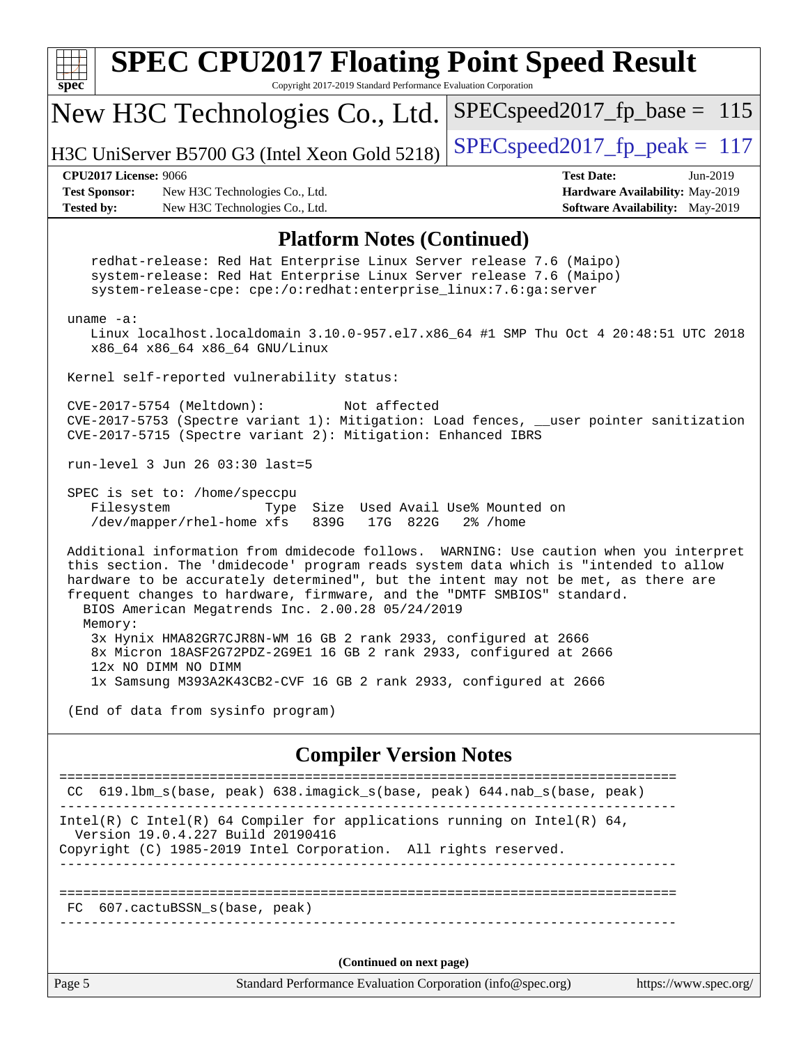# SPEC CPU2017 Floating Point Speed Result

Copyright 2017-2019 Standard Performance Evaluation Corporation

## New H3C Technologies Co., Ltd.

H3C UniServer B5700 G3 (Intel Xeon Gold 5218)

SPECspeed2017_fp_base = 115

SPECspeed2017_fp_peak = 117

**CPU2017 License:** 9066
**Test Sponsor:** New H3C Technologies Co., Ltd.
**Tested by:** New H3C Technologies Co., Ltd.

**Test Date:** Jun-2019
**Hardware Availability:** May-2019
**Software Availability:** May-2019

## Platform Notes (Continued)

```
    redhat-release: Red Hat Enterprise Linux Server release 7.6 (Maipo)
    system-release: Red Hat Enterprise Linux Server release 7.6 (Maipo)
    system-release-cpe: cpe:/o:redhat:enterprise_linux:7.6:ga:server

 uname -a:
    Linux localhost.localdomain 3.10.0-957.el7.x86_64 #1 SMP Thu Oct 4 20:48:51 UTC 2018
    x86_64 x86_64 x86_64 GNU/Linux

 Kernel self-reported vulnerability status:

 CVE-2017-5754 (Meltdown):          Not affected
 CVE-2017-5753 (Spectre variant 1): Mitigation: Load fences, __user pointer sanitization
 CVE-2017-5715 (Spectre variant 2): Mitigation: Enhanced IBRS

 run-level 3 Jun 26 03:30 last=5

 SPEC is set to: /home/speccpu
    Filesystem             Type  Size  Used Avail Use% Mounted on
    /dev/mapper/rhel-home xfs   839G   17G  822G   2% /home

 Additional information from dmidecode follows.  WARNING: Use caution when you interpret
 this section. The 'dmidecode' program reads system data which is "intended to allow
 hardware to be accurately determined", but the intent may not be met, as there are
 frequent changes to hardware, firmware, and the "DMTF SMBIOS" standard.
   BIOS American Megatrends Inc. 2.00.28 05/24/2019
   Memory:
    3x Hynix HMA82GR7CJR8N-WM 16 GB 2 rank 2933, configured at 2666
    8x Micron 18ASF2G72PDZ-2G9E1 16 GB 2 rank 2933, configured at 2666
    12x NO DIMM NO DIMM
    1x Samsung M393A2K43CB2-CVF 16 GB 2 rank 2933, configured at 2666

 (End of data from sysinfo program)
```

## Compiler Version Notes

```
==============================================================================
 CC  619.lbm_s(base, peak) 638.imagick_s(base, peak) 644.nab_s(base, peak)
------------------------------------------------------------------------------
Intel(R) C Intel(R) 64 Compiler for applications running on Intel(R) 64,
  Version 19.0.4.227 Build 20190416
Copyright (C) 1985-2019 Intel Corporation.  All rights reserved.
------------------------------------------------------------------------------

==============================================================================
 FC  607.cactuBSSN_s(base, peak)
------------------------------------------------------------------------------
```

(Continued on next page)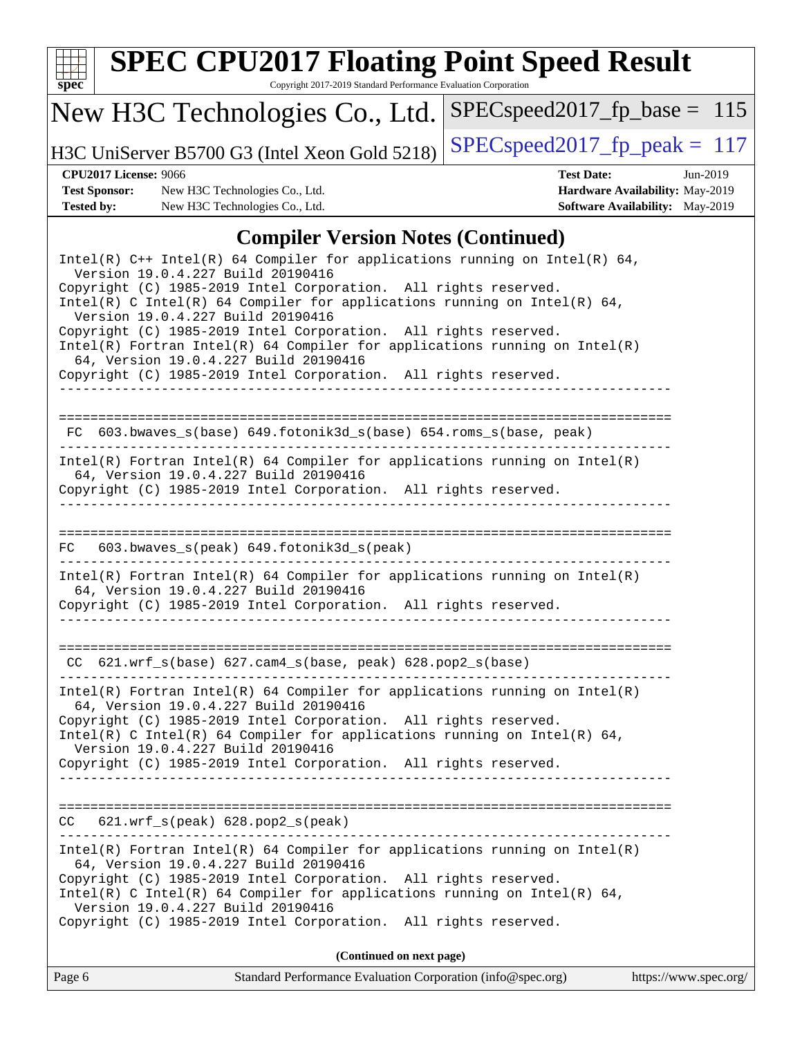## Compiler Version Notes (Continued)

```
Intel(R) C++ Intel(R) 64 Compiler for applications running on Intel(R) 64,
  Version 19.0.4.227 Build 20190416
Copyright (C) 1985-2019 Intel Corporation.  All rights reserved.
Intel(R) C Intel(R) 64 Compiler for applications running on Intel(R) 64,
  Version 19.0.4.227 Build 20190416
Copyright (C) 1985-2019 Intel Corporation.  All rights reserved.
Intel(R) Fortran Intel(R) 64 Compiler for applications running on Intel(R)
  64, Version 19.0.4.227 Build 20190416
Copyright (C) 1985-2019 Intel Corporation.  All rights reserved.
------------------------------------------------------------------------------

==============================================================================
 FC  603.bwaves_s(base) 649.fotonik3d_s(base) 654.roms_s(base, peak)
------------------------------------------------------------------------------
Intel(R) Fortran Intel(R) 64 Compiler for applications running on Intel(R)
  64, Version 19.0.4.227 Build 20190416
Copyright (C) 1985-2019 Intel Corporation.  All rights reserved.
------------------------------------------------------------------------------

==============================================================================
FC   603.bwaves_s(peak) 649.fotonik3d_s(peak)
------------------------------------------------------------------------------
Intel(R) Fortran Intel(R) 64 Compiler for applications running on Intel(R)
  64, Version 19.0.4.227 Build 20190416
Copyright (C) 1985-2019 Intel Corporation.  All rights reserved.
------------------------------------------------------------------------------

==============================================================================
 CC  621.wrf_s(base) 627.cam4_s(base, peak) 628.pop2_s(base)
------------------------------------------------------------------------------
Intel(R) Fortran Intel(R) 64 Compiler for applications running on Intel(R)
  64, Version 19.0.4.227 Build 20190416
Copyright (C) 1985-2019 Intel Corporation.  All rights reserved.
Intel(R) C Intel(R) 64 Compiler for applications running on Intel(R) 64,
  Version 19.0.4.227 Build 20190416
Copyright (C) 1985-2019 Intel Corporation.  All rights reserved.
------------------------------------------------------------------------------

==============================================================================
CC   621.wrf_s(peak) 628.pop2_s(peak)
------------------------------------------------------------------------------
Intel(R) Fortran Intel(R) 64 Compiler for applications running on Intel(R)
  64, Version 19.0.4.227 Build 20190416
Copyright (C) 1985-2019 Intel Corporation.  All rights reserved.
Intel(R) C Intel(R) 64 Compiler for applications running on Intel(R) 64,
  Version 19.0.4.227 Build 20190416
Copyright (C) 1985-2019 Intel Corporation.  All rights reserved.
```

**(Continued on next page)**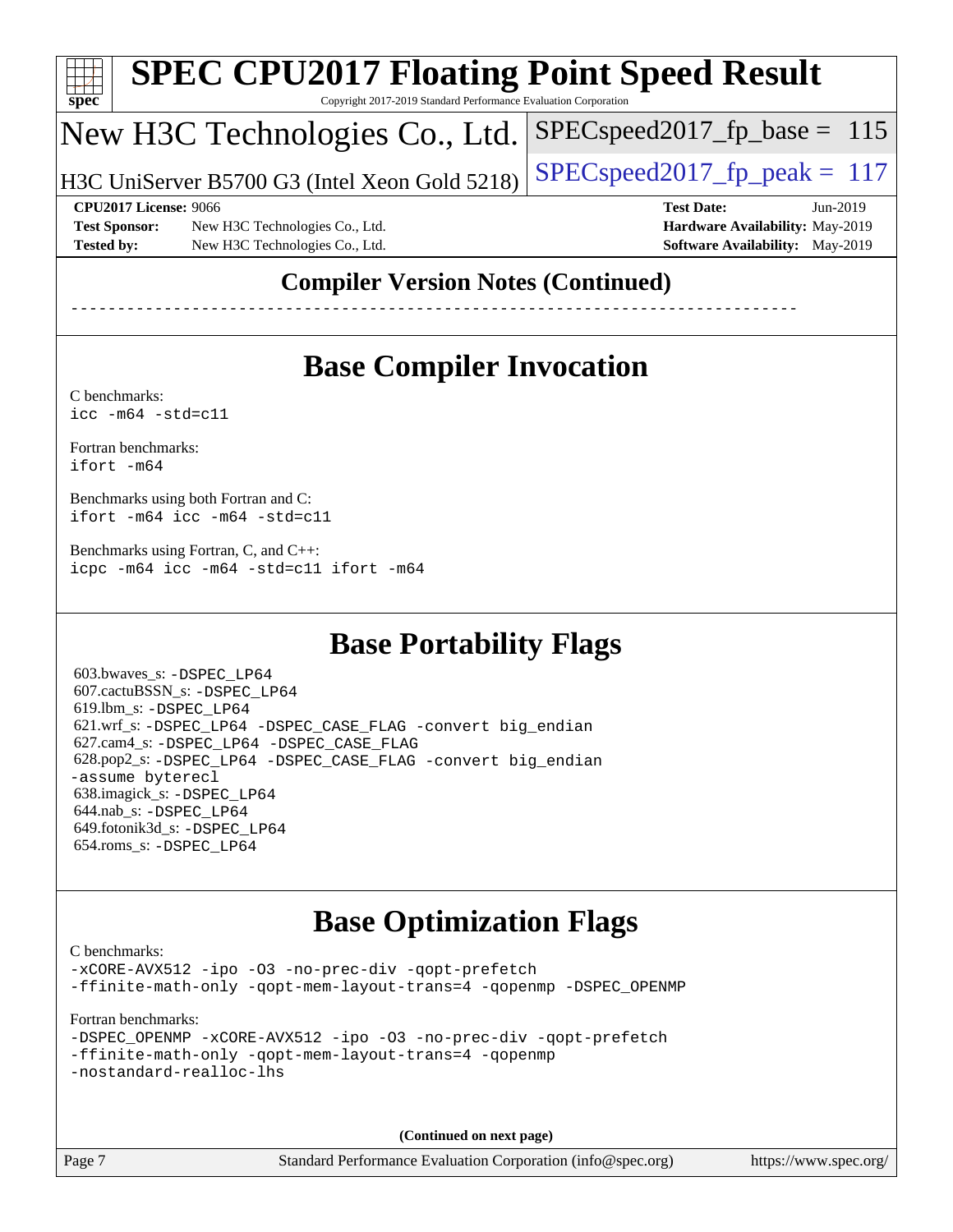## Compiler Version Notes (Continued)

------------------------------------------------------------------------------

## Base Compiler Invocation

C benchmarks:
`icc -m64 -std=c11`

Fortran benchmarks:
`ifort -m64`

Benchmarks using both Fortran and C:
`ifort -m64 icc -m64 -std=c11`

Benchmarks using Fortran, C, and C++:
`icpc -m64 icc -m64 -std=c11 ifort -m64`

## Base Portability Flags

603.bwaves_s: `-DSPEC_LP64`
607.cactuBSSN_s: `-DSPEC_LP64`
619.lbm_s: `-DSPEC_LP64`
621.wrf_s: `-DSPEC_LP64 -DSPEC_CASE_FLAG -convert big_endian`
627.cam4_s: `-DSPEC_LP64 -DSPEC_CASE_FLAG`
628.pop2_s: `-DSPEC_LP64 -DSPEC_CASE_FLAG -convert big_endian -assume byterecl`
638.imagick_s: `-DSPEC_LP64`
644.nab_s: `-DSPEC_LP64`
649.fotonik3d_s: `-DSPEC_LP64`
654.roms_s: `-DSPEC_LP64`

## Base Optimization Flags

C benchmarks:
`-xCORE-AVX512 -ipo -O3 -no-prec-div -qopt-prefetch -ffinite-math-only -qopt-mem-layout-trans=4 -qopenmp -DSPEC_OPENMP`

Fortran benchmarks:
`-DSPEC_OPENMP -xCORE-AVX512 -ipo -O3 -no-prec-div -qopt-prefetch -ffinite-math-only -qopt-mem-layout-trans=4 -qopenmp -nostandard-realloc-lhs`

**(Continued on next page)**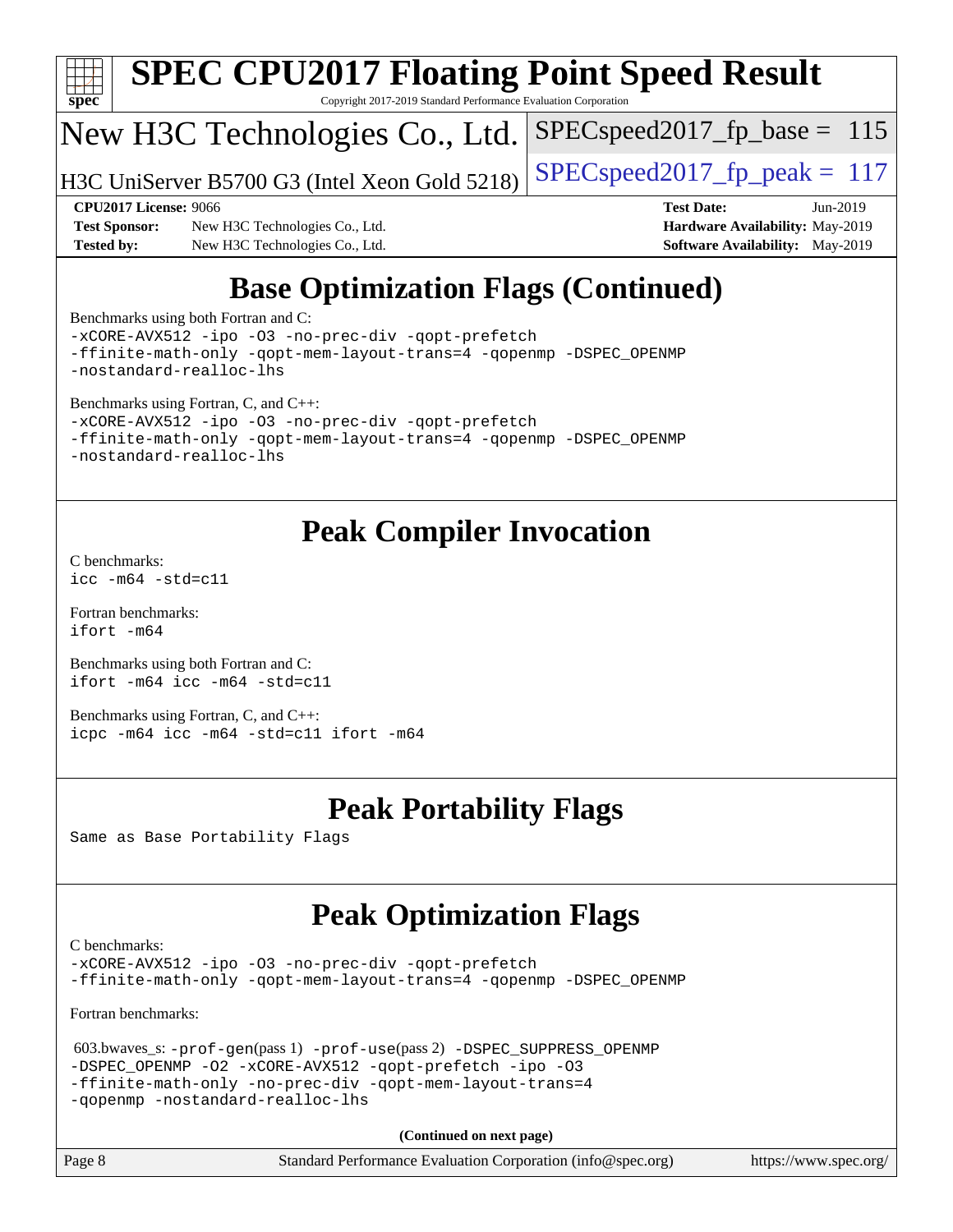# Base Optimization Flags (Continued)

Benchmarks using both Fortran and C:

```
-xCORE-AVX512 -ipo -O3 -no-prec-div -qopt-prefetch
-ffinite-math-only -qopt-mem-layout-trans=4 -qopenmp -DSPEC_OPENMP
-nostandard-realloc-lhs
```

Benchmarks using Fortran, C, and C++:

```
-xCORE-AVX512 -ipo -O3 -no-prec-div -qopt-prefetch
-ffinite-math-only -qopt-mem-layout-trans=4 -qopenmp -DSPEC_OPENMP
-nostandard-realloc-lhs
```

# Peak Compiler Invocation

C benchmarks:

```
icc -m64 -std=c11
```

Fortran benchmarks:

```
ifort -m64
```

Benchmarks using both Fortran and C:

```
ifort -m64 icc -m64 -std=c11
```

Benchmarks using Fortran, C, and C++:

```
icpc -m64 icc -m64 -std=c11 ifort -m64
```

# Peak Portability Flags

Same as Base Portability Flags

# Peak Optimization Flags

C benchmarks:

```
-xCORE-AVX512 -ipo -O3 -no-prec-div -qopt-prefetch
-ffinite-math-only -qopt-mem-layout-trans=4 -qopenmp -DSPEC_OPENMP
```

Fortran benchmarks:

603.bwaves_s: -prof-gen(pass 1) -prof-use(pass 2) -DSPEC_SUPPRESS_OPENMP
-DSPEC_OPENMP -O2 -xCORE-AVX512 -qopt-prefetch -ipo -O3
-ffinite-math-only -no-prec-div -qopt-mem-layout-trans=4
-qopenmp -nostandard-realloc-lhs

**(Continued on next page)**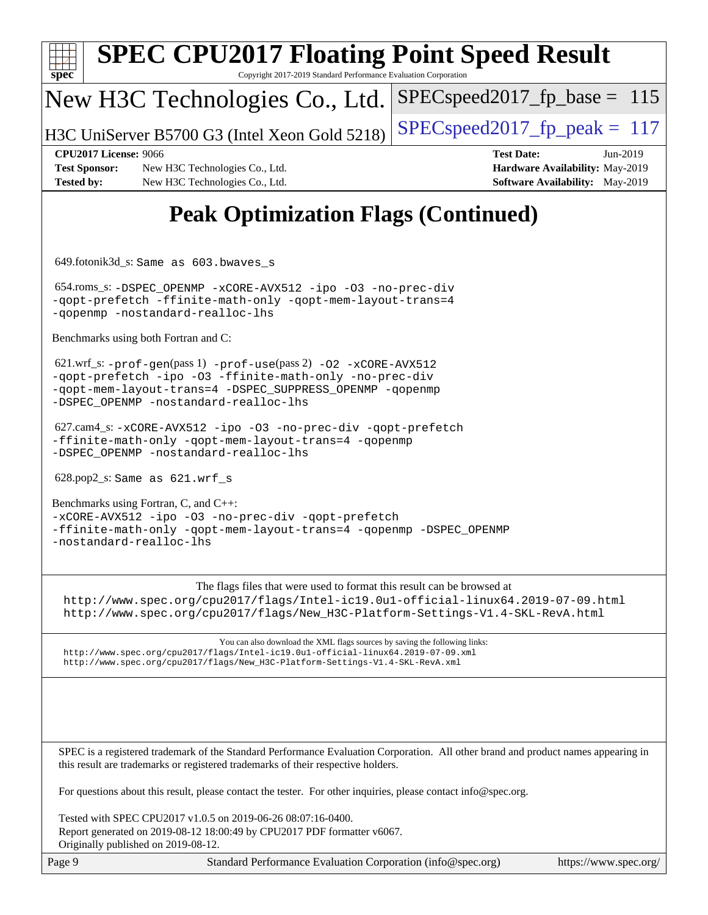# SPEC CPU2017 Floating Point Speed Result

Copyright 2017-2019 Standard Performance Evaluation Corporation

**New H3C Technologies Co., Ltd.**

**H3C UniServer B5700 G3 (Intel Xeon Gold 5218)**

SPECspeed2017_fp_base = 115

SPECspeed2017_fp_peak = 117

**CPU2017 License:** 9066
**Test Sponsor:** New H3C Technologies Co., Ltd.
**Tested by:** New H3C Technologies Co., Ltd.

**Test Date:** Jun-2019
**Hardware Availability:** May-2019
**Software Availability:** May-2019

## Peak Optimization Flags (Continued)

649.fotonik3d_s: Same as 603.bwaves_s

654.roms_s: -DSPEC_OPENMP -xCORE-AVX512 -ipo -O3 -no-prec-div -qopt-prefetch -ffinite-math-only -qopt-mem-layout-trans=4 -qopenmp -nostandard-realloc-lhs

Benchmarks using both Fortran and C:

621.wrf_s: -prof-gen(pass 1) -prof-use(pass 2) -O2 -xCORE-AVX512 -qopt-prefetch -ipo -O3 -ffinite-math-only -no-prec-div -qopt-mem-layout-trans=4 -DSPEC_SUPPRESS_OPENMP -qopenmp -DSPEC_OPENMP -nostandard-realloc-lhs

627.cam4_s: -xCORE-AVX512 -ipo -O3 -no-prec-div -qopt-prefetch -ffinite-math-only -qopt-mem-layout-trans=4 -qopenmp -DSPEC_OPENMP -nostandard-realloc-lhs

628.pop2_s: Same as 621.wrf_s

Benchmarks using Fortran, C, and C++:

-xCORE-AVX512 -ipo -O3 -no-prec-div -qopt-prefetch -ffinite-math-only -qopt-mem-layout-trans=4 -qopenmp -DSPEC_OPENMP -nostandard-realloc-lhs

The flags files that were used to format this result can be browsed at
http://www.spec.org/cpu2017/flags/Intel-ic19.0u1-official-linux64.2019-07-09.html
http://www.spec.org/cpu2017/flags/New_H3C-Platform-Settings-V1.4-SKL-RevA.html

You can also download the XML flags sources by saving the following links:
http://www.spec.org/cpu2017/flags/Intel-ic19.0u1-official-linux64.2019-07-09.xml
http://www.spec.org/cpu2017/flags/New_H3C-Platform-Settings-V1.4-SKL-RevA.xml

SPEC is a registered trademark of the Standard Performance Evaluation Corporation. All other brand and product names appearing in this result are trademarks or registered trademarks of their respective holders.

For questions about this result, please contact the tester. For other inquiries, please contact info@spec.org.

Tested with SPEC CPU2017 v1.0.5 on 2019-06-26 08:07:16-0400.
Report generated on 2019-08-12 18:00:49 by CPU2017 PDF formatter v6067.
Originally published on 2019-08-12.